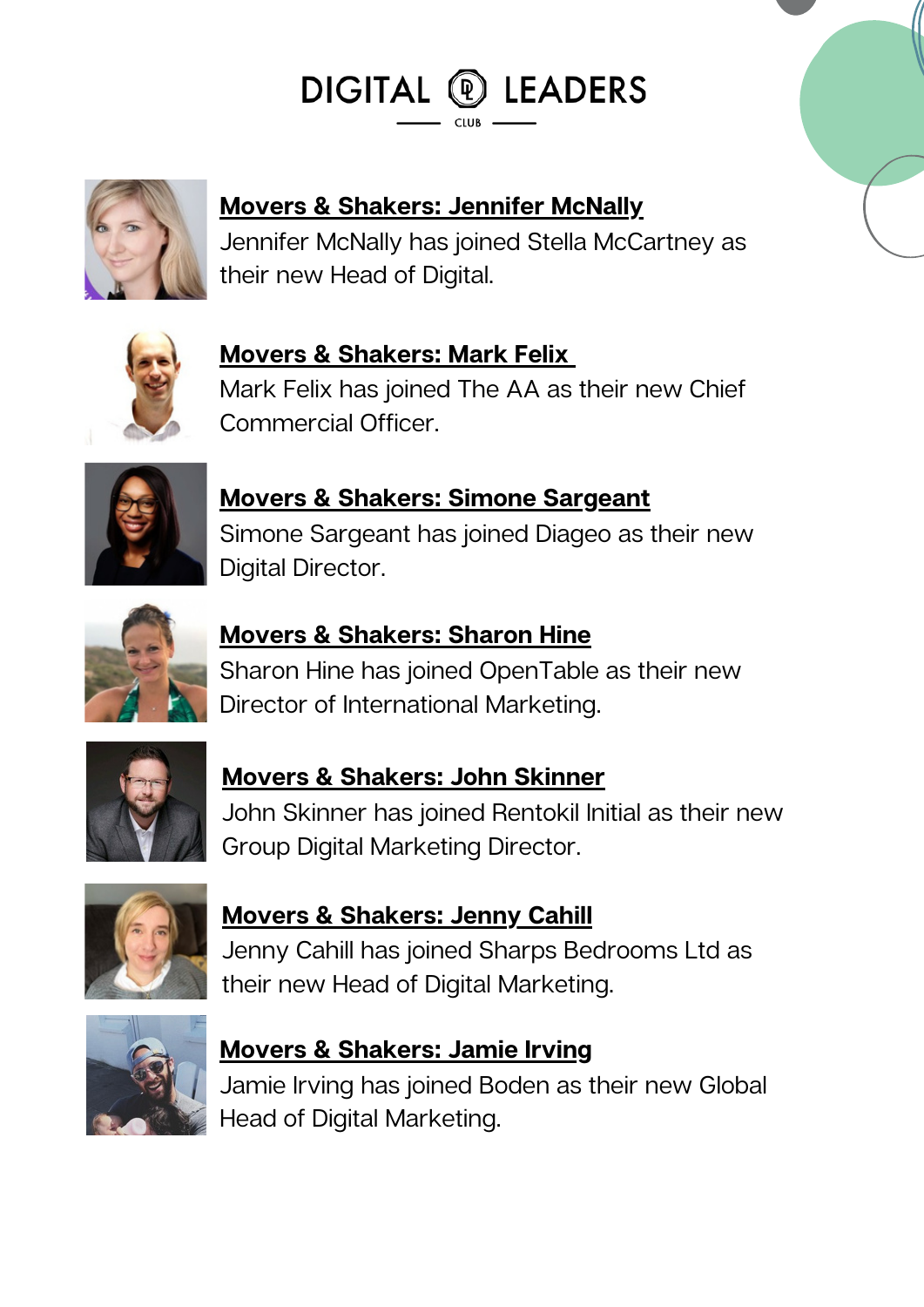# DIGITAL LEADERS CLUB

**Movers & Shakers: Jennifer McNally**
Jennifer McNally has joined Stella McCartney as their new Head of Digital.

**Movers & Shakers: Mark Felix**
Mark Felix has joined The AA as their new Chief Commercial Officer.

**Movers & Shakers: Simone Sargeant**
Simone Sargeant has joined Diageo as their new Digital Director.

**Movers & Shakers: Sharon Hine**
Sharon Hine has joined OpenTable as their new Director of International Marketing.

**Movers & Shakers: John Skinner**
John Skinner has joined Rentokil Initial as their new Group Digital Marketing Director.

**Movers & Shakers: Jenny Cahill**
Jenny Cahill has joined Sharps Bedrooms Ltd as their new Head of Digital Marketing.

**Movers & Shakers: Jamie Irving**
Jamie Irving has joined Boden as their new Global Head of Digital Marketing.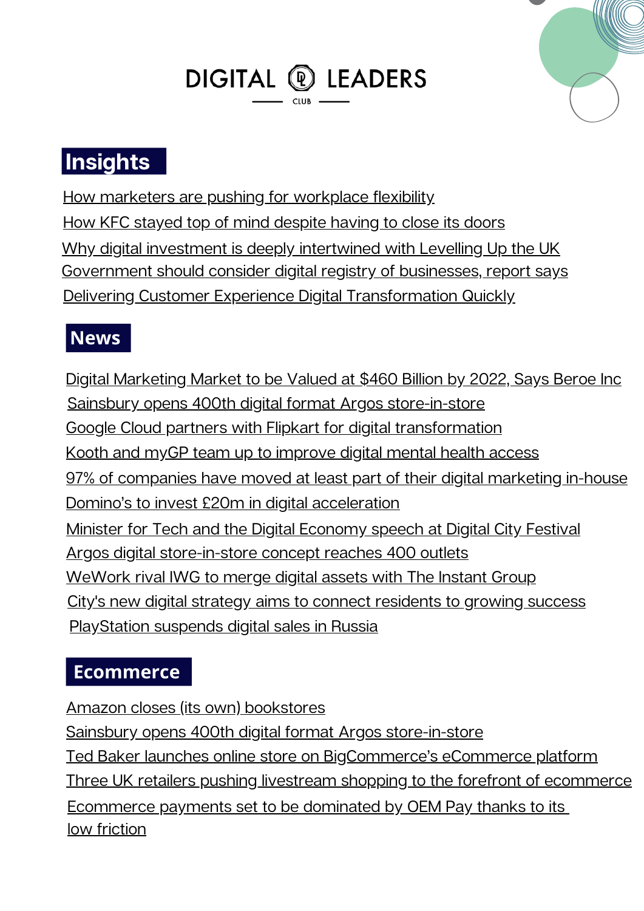# DIGITAL LEADERS

CLUB

## Insights

How marketers are pushing for workplace flexibility

How KFC stayed top of mind despite having to close its doors

Why digital investment is deeply intertwined with Levelling Up the UK

Government should consider digital registry of businesses, report says

Delivering Customer Experience Digital Transformation Quickly

## News

Digital Marketing Market to be Valued at $460 Billion by 2022, Says Beroe Inc

Sainsbury opens 400th digital format Argos store-in-store

Google Cloud partners with Flipkart for digital transformation

Kooth and myGP team up to improve digital mental health access

97% of companies have moved at least part of their digital marketing in-house

Domino's to invest £20m in digital acceleration

Minister for Tech and the Digital Economy speech at Digital City Festival

Argos digital store-in-store concept reaches 400 outlets

WeWork rival IWG to merge digital assets with The Instant Group

City's new digital strategy aims to connect residents to growing success

PlayStation suspends digital sales in Russia

## Ecommerce

Amazon closes (its own) bookstores

Sainsbury opens 400th digital format Argos store-in-store

Ted Baker launches online store on BigCommerce's eCommerce platform

Three UK retailers pushing livestream shopping to the forefront of ecommerce

Ecommerce payments set to be dominated by OEM Pay thanks to its low friction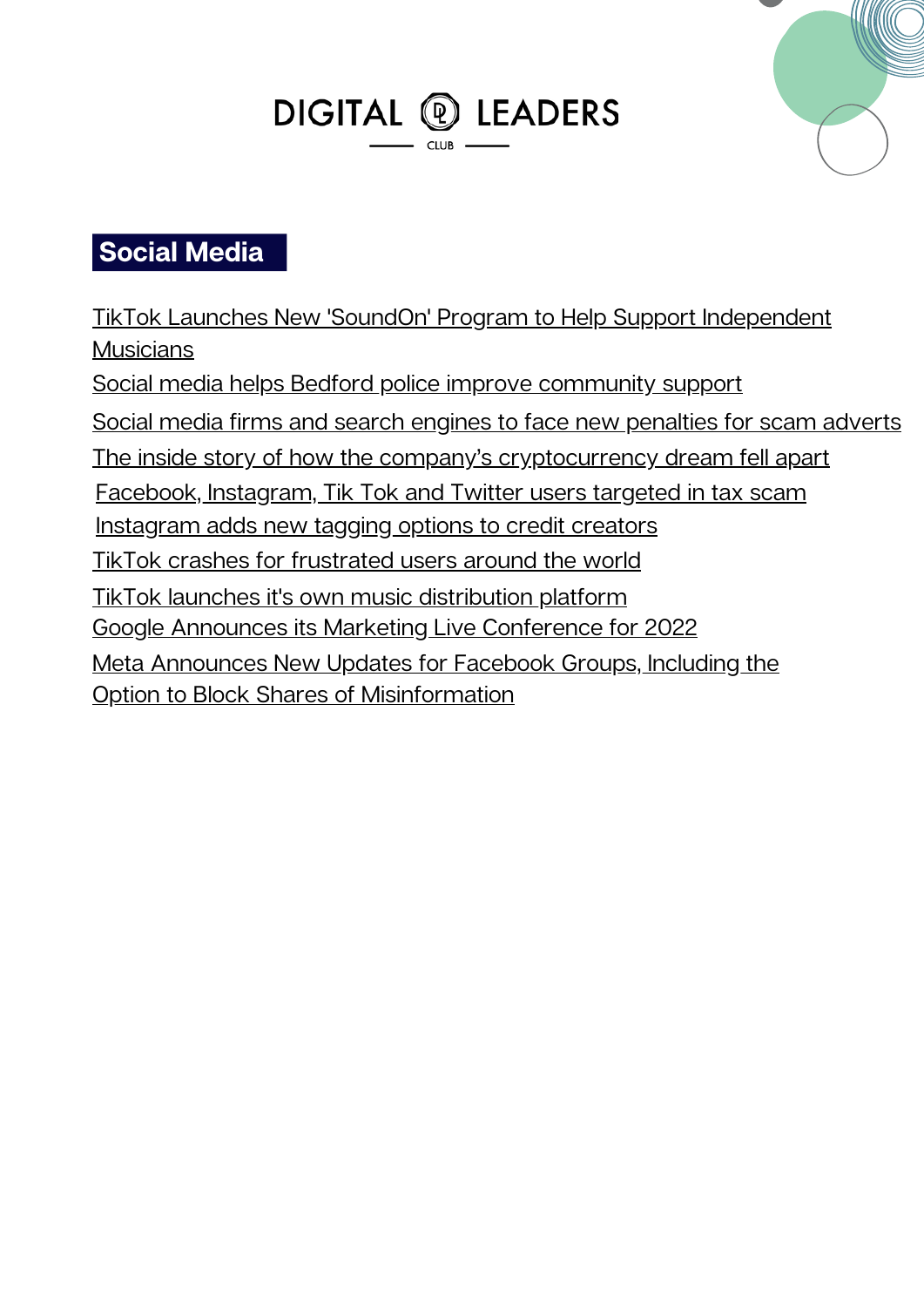## Social Media

TikTok Launches New 'SoundOn' Program to Help Support Independent Musicians

Social media helps Bedford police improve community support

Social media firms and search engines to face new penalties for scam adverts

The inside story of how the company's cryptocurrency dream fell apart

Facebook, Instagram, Tik Tok and Twitter users targeted in tax scam

Instagram adds new tagging options to credit creators

TikTok crashes for frustrated users around the world

TikTok launches it's own music distribution platform

Google Announces its Marketing Live Conference for 2022

Meta Announces New Updates for Facebook Groups, Including the Option to Block Shares of Misinformation